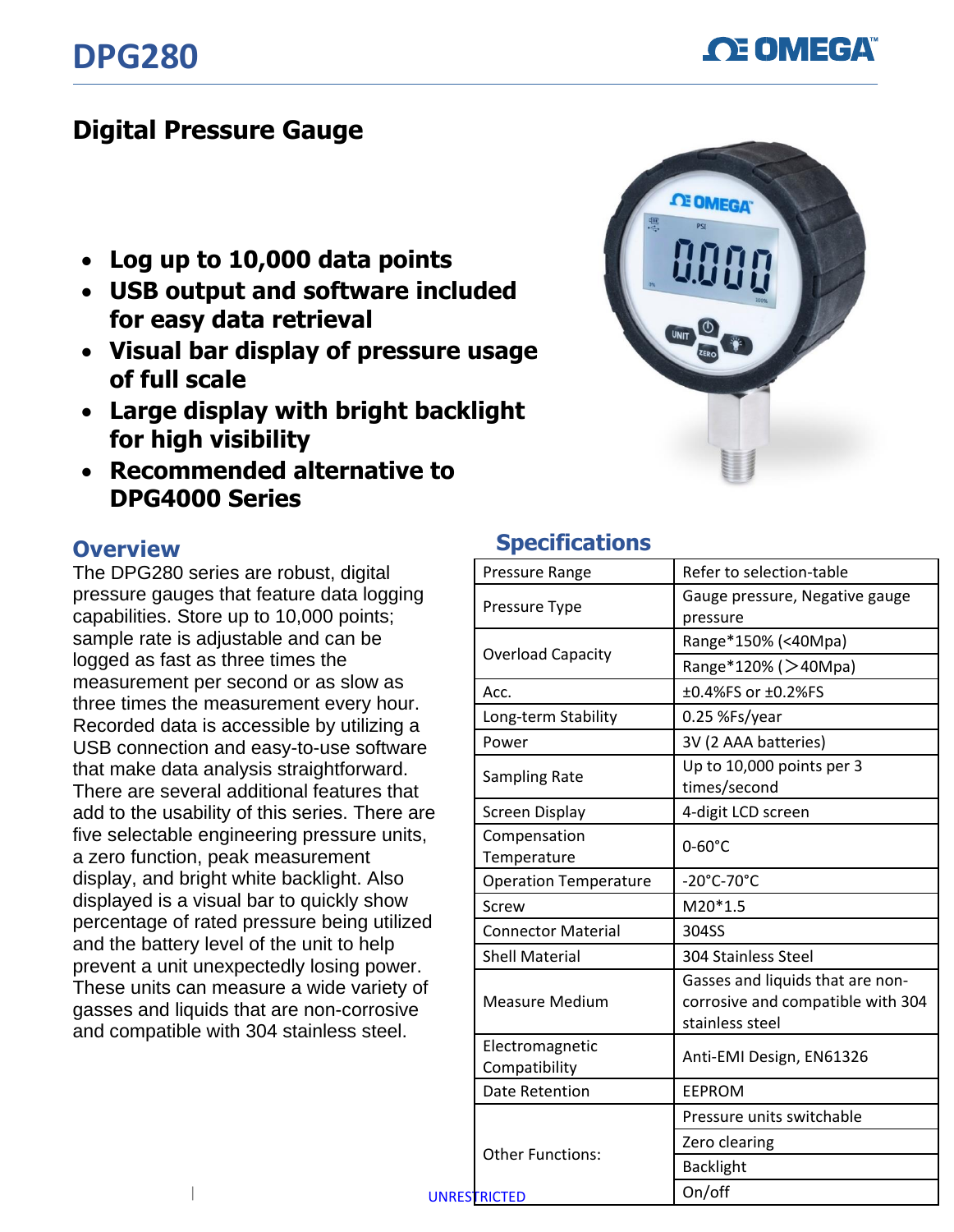# DPG280

## Digital Pressure Gauge

- **Log up to 10,000 data points**
- **USB output and software included for easy data retrieval**
- **Visual bar display of pressure usage of full scale**
- **Large display with bright backlight for high visibility**
- **Recommended alternative to DPG4000 Series**

## Overview

The DPG280 series are robust, digital pressure gauges that feature data logging capabilities. Store up to 10,000 points; sample rate is adjustable and can be logged as fast as three times the measurement per second or as slow as three times the measurement every hour. Recorded data is accessible by utilizing a USB connection and easy-to-use software that make data analysis straightforward. There are several additional features that add to the usability of this series. There are five selectable engineering pressure units, a zero function, peak measurement display, and bright white backlight. Also displayed is a visual bar to quickly show percentage of rated pressure being utilized and the battery level of the unit to help prevent a unit unexpectedly losing power. These units can measure a wide variety of gasses and liquids that are non-corrosive and compatible with 304 stainless steel.

## Specifications

| | |
|---|---|
| Pressure Range | Refer to selection-table |
| Pressure Type | Gauge pressure, Negative gauge pressure |
| Overload Capacity | Range*150% (<40Mpa) |
| | Range*120% (>40Mpa) |
| Acc. | ±0.4%FS or ±0.2%FS |
| Long-term Stability | 0.25 %Fs/year |
| Power | 3V (2 AAA batteries) |
| Sampling Rate | Up to 10,000 points per 3 times/second |
| Screen Display | 4-digit LCD screen |
| Compensation Temperature | 0-60°C |
| Operation Temperature | -20°C-70°C |
| Screw | M20*1.5 |
| Connector Material | 304SS |
| Shell Material | 304 Stainless Steel |
| Measure Medium | Gasses and liquids that are non-corrosive and compatible with 304 stainless steel |
| Electromagnetic Compatibility | Anti-EMI Design, EN61326 |
| Date Retention | EEPROM |
| Other Functions: | Pressure units switchable |
| | Zero clearing |
| | Backlight |
| | On/off |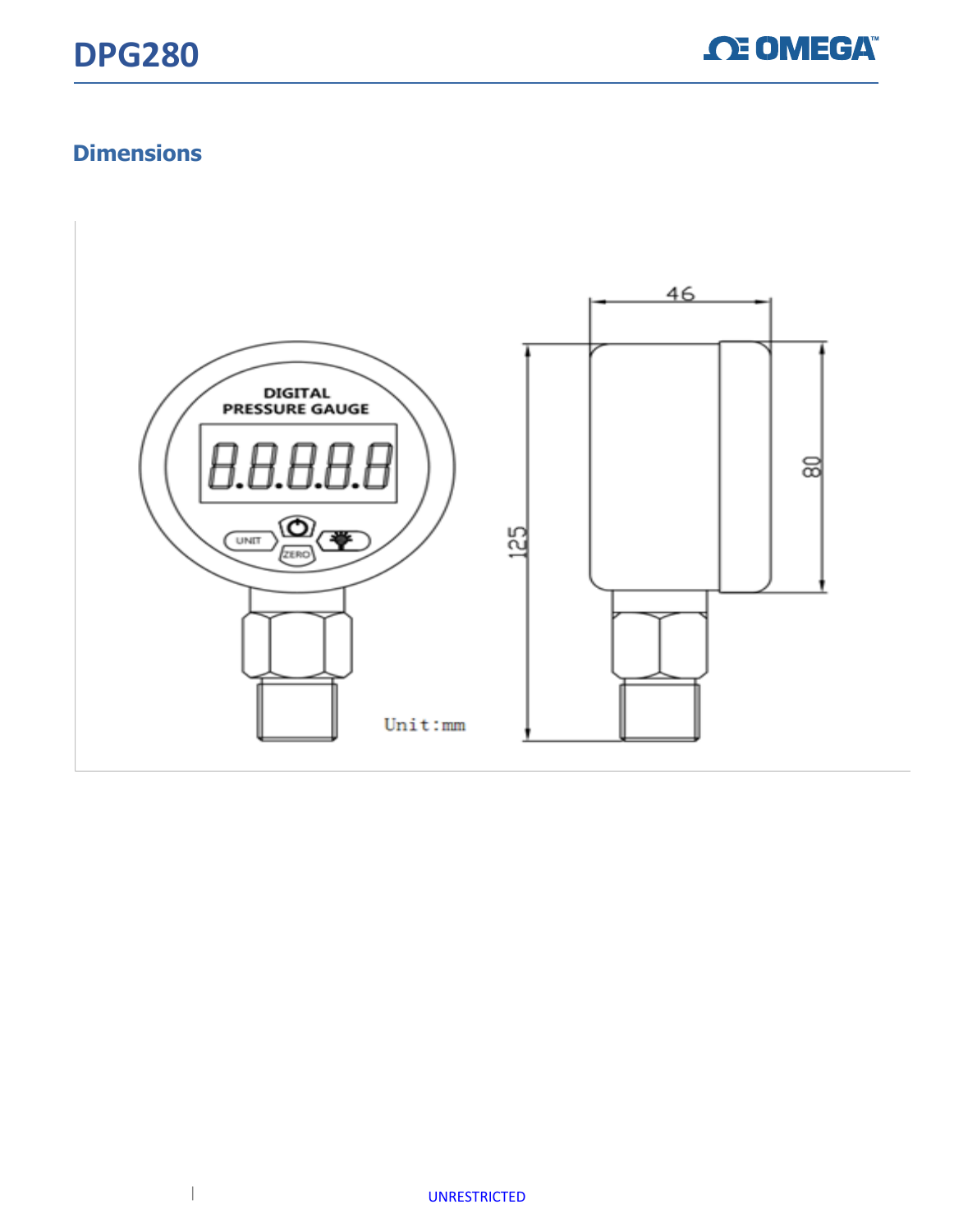## Dimensions

DIGITAL
PRESSURE GAUGE

UNIT
ZERO

46

80

125

Unit:mm

UNRESTRICTED